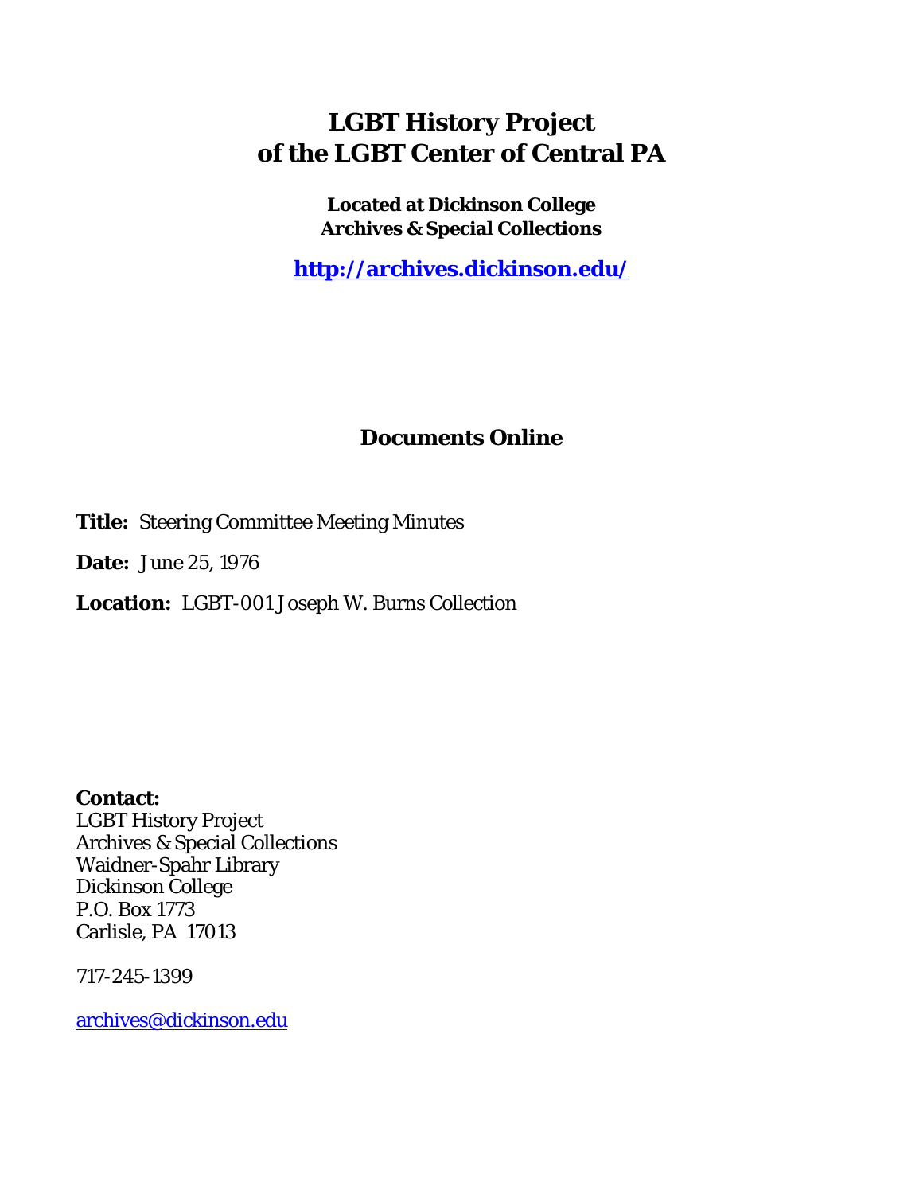# LGBT History Project of the LGBT Center of Central PA

**Located at Dickinson College Archives & Special Collections**

**http://archives.dickinson.edu/**

## Documents Online

**Title:** Steering Committee Meeting Minutes

**Date:** June 25, 1976

**Location:** LGBT-001 Joseph W. Burns Collection

**Contact:**
LGBT History Project
Archives & Special Collections
Waidner-Spahr Library
Dickinson College
P.O. Box 1773
Carlisle, PA 17013

717-245-1399

archives@dickinson.edu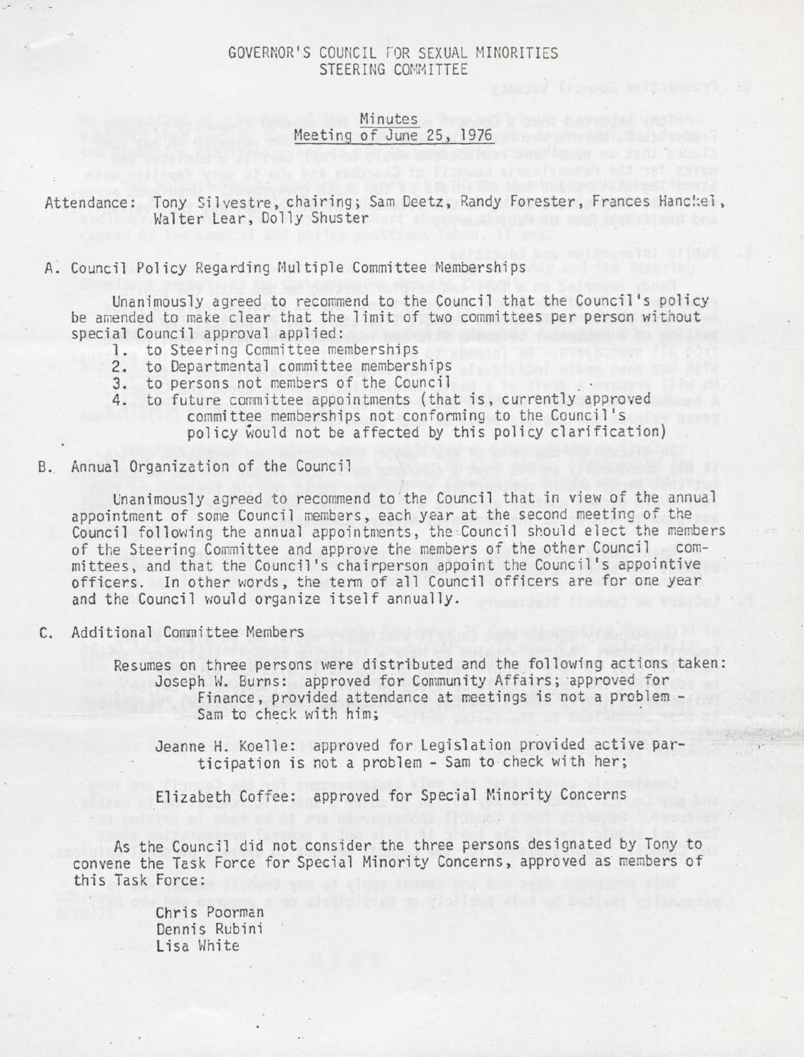GOVERNOR'S COUNCIL FOR SEXUAL MINORITIES
STEERING COMMITTEE

Minutes
Meeting of June 25, 1976

Attendance: Tony Silvestre, chairing; Sam Deetz, Randy Forester, Frances Hanckel, Walter Lear, Dolly Shuster

A. Council Policy Regarding Multiple Committee Memberships

Unanimously agreed to recommend to the Council that the Council's policy be amended to make clear that the limit of two committees per person without special Council approval applied:

1. to Steering Committee memberships
2. to Departmental committee memberships
3. to persons not members of the Council
4. to future committee appointments (that is, currently approved committee memberships not conforming to the Council's policy would not be affected by this policy clarification)

B. Annual Organization of the Council

Unanimously agreed to recommend to the Council that in view of the annual appointment of some Council members, each year at the second meeting of the Council following the annual appointments, the Council should elect the members of the Steering Committee and approve the members of the other Council committees, and that the Council's chairperson appoint the Council's appointive officers. In other words, the term of all Council officers are for one year and the Council would organize itself annually.

C. Additional Committee Members

Resumes on three persons were distributed and the following actions taken:

Joseph W. Burns: approved for Community Affairs; approved for Finance, provided attendance at meetings is not a problem - Sam to check with him;

Jeanne H. Koelle: approved for Legislation provided active participation is not a problem - Sam to check with her;

Elizabeth Coffee: approved for Special Minority Concerns

As the Council did not consider the three persons designated by Tony to convene the Task Force for Special Minority Concerns, approved as members of this Task Force:

Chris Poorman
Dennis Rubini
Lisa White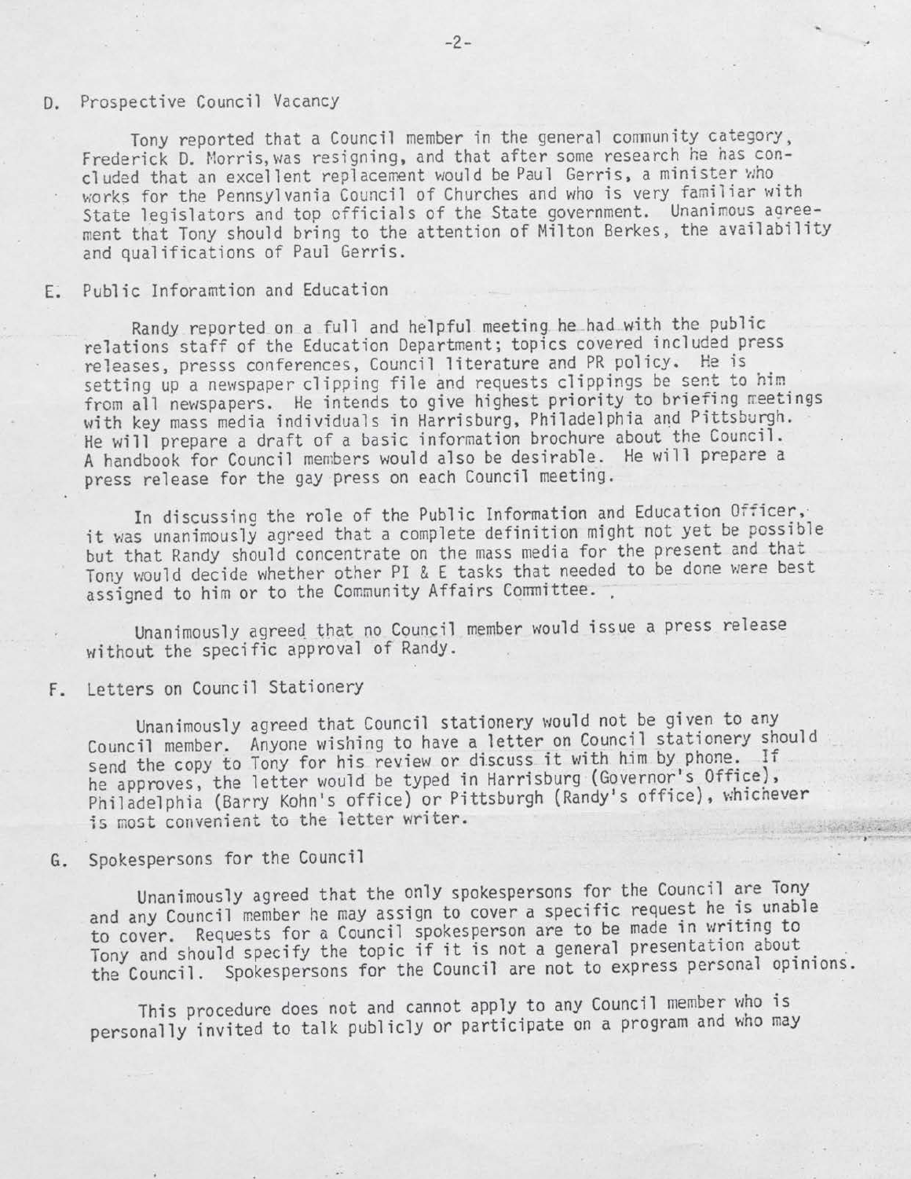D. Prospective Council Vacancy

Tony reported that a Council member in the general community category, Frederick D. Morris, was resigning, and that after some research he has concluded that an excellent replacement would be Paul Gerris, a minister who works for the Pennsylvania Council of Churches and who is very familiar with State legislators and top officials of the State government. Unanimous agreement that Tony should bring to the attention of Milton Berkes, the availability and qualifications of Paul Gerris.

E. Public Inforamtion and Education

Randy reported on a full and helpful meeting he had with the public relations staff of the Education Department; topics covered included press releases, presss conferences, Council literature and PR policy. He is setting up a newspaper clipping file and requests clippings be sent to him from all newspapers. He intends to give highest priority to briefing meetings with key mass media individuals in Harrisburg, Philadelphia and Pittsburgh. He will prepare a draft of a basic information brochure about the Council. A handbook for Council members would also be desirable. He will prepare a press release for the gay press on each Council meeting.

In discussing the role of the Public Information and Education Officer, it was unanimously agreed that a complete definition might not yet be possible but that Randy should concentrate on the mass media for the present and that Tony would decide whether other PI & E tasks that needed to be done were best assigned to him or to the Community Affairs Committee.

Unanimously agreed that no Council member would issue a press release without the specific approval of Randy.

F. Letters on Council Stationery

Unanimously agreed that Council stationery would not be given to any Council member. Anyone wishing to have a letter on Council stationery should send the copy to Tony for his review or discuss it with him by phone. If he approves, the letter would be typed in Harrisburg (Governor's Office), Philadelphia (Barry Kohn's office) or Pittsburgh (Randy's office), whichever is most convenient to the letter writer.

G. Spokespersons for the Council

Unanimously agreed that the only spokespersons for the Council are Tony and any Council member he may assign to cover a specific request he is unable to cover. Requests for a Council spokesperson are to be made in writing to Tony and should specify the topic if it is not a general presentation about the Council. Spokespersons for the Council are not to express personal opinions.

This procedure does not and cannot apply to any Council member who is personally invited to talk publicly or participate on a program and who may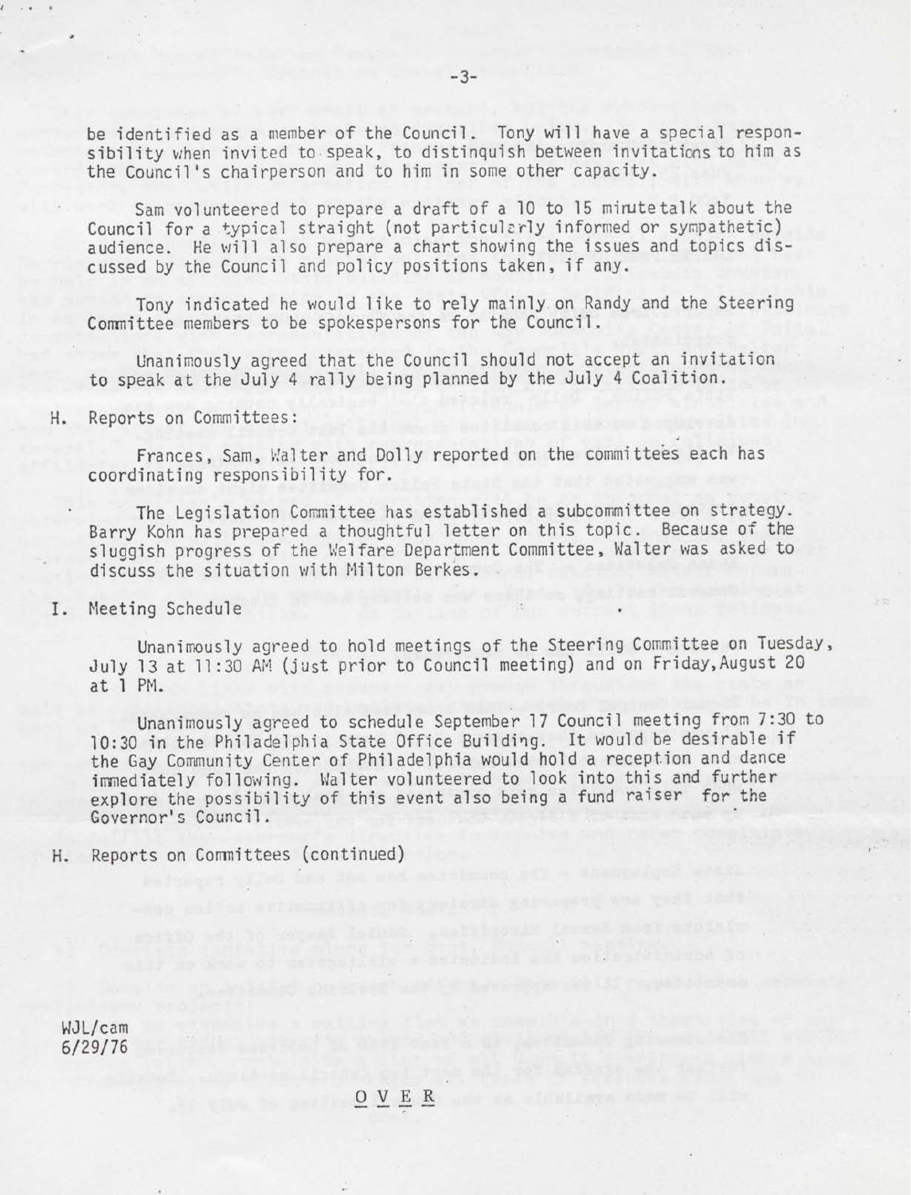be identified as a member of the Council. Tony will have a special responsibility when invited to speak, to distinguish between invitations to him as the Council's chairperson and to him in some other capacity.

Sam volunteered to prepare a draft of a 10 to 15 minute talk about the Council for a typical straight (not particularly informed or sympathetic) audience. He will also prepare a chart showing the issues and topics discussed by the Council and policy positions taken, if any.

Tony indicated he would like to rely mainly on Randy and the Steering Committee members to be spokespersons for the Council.

Unanimously agreed that the Council should not accept an invitation to speak at the July 4 rally being planned by the July 4 Coalition.

H. Reports on Committees:

Frances, Sam, Walter and Dolly reported on the committees each has coordinating responsibility for.

The Legislation Committee has established a subcommittee on strategy. Barry Kohn has prepared a thoughtful letter on this topic. Because of the sluggish progress of the Welfare Department Committee, Walter was asked to discuss the situation with Milton Berkes.

I. Meeting Schedule

Unanimously agreed to hold meetings of the Steering Committee on Tuesday, July 13 at 11:30 AM (just prior to Council meeting) and on Friday, August 20 at 1 PM.

Unanimously agreed to schedule September 17 Council meeting from 7:30 to 10:30 in the Philadelphia State Office Building. It would be desirable if the Gay Community Center of Philadelphia would hold a reception and dance immediately following. Walter volunteered to look into this and further explore the possibility of this event also being a fund raiser for the Governor's Council.

H. Reports on Committees (continued)

WJL/cam
6/29/76

OVER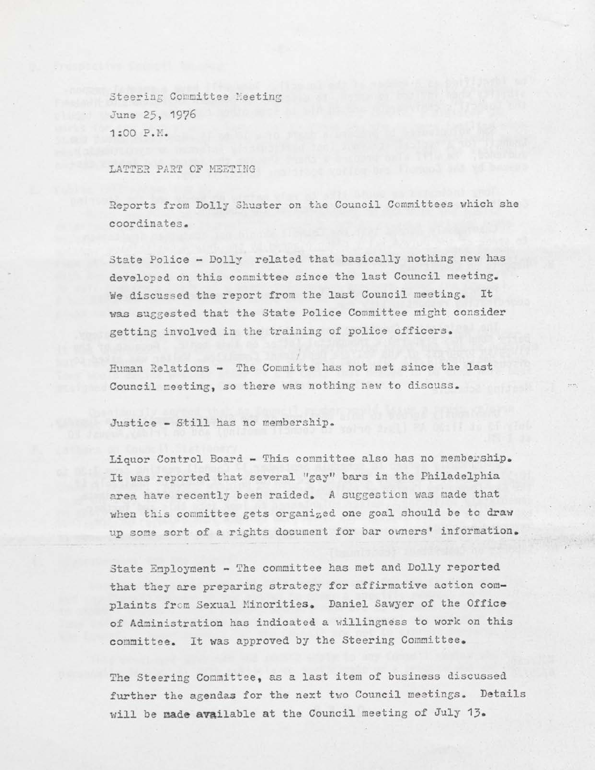Steering Committee Meeting
June 25, 1976
1:00 P.M.

LATTER PART OF MEETING

Reports from Dolly Shuster on the Council Committees which she coordinates.

State Police - Dolly related that basically nothing new has developed on this committee since the last Council meeting. We discussed the report from the last Council meeting. It was suggested that the State Police Committee might consider getting involved in the training of police officers.

Human Relations - The Committe has not met since the last Council meeting, so there was nothing new to discuss.

Justice - Still has no membership.

Liquor Control Board - This committee also has no membership. It was reported that several "gay" bars in the Philadelphia area have recently been raided. A suggestion was made that when this committee gets organized one goal should be to draw up some sort of a rights document for bar owners' information.

State Employment - The committee has met and Dolly reported that they are preparing strategy for affirmative action complaints from Sexual Minorities. Daniel Sawyer of the Office of Administration has indicated a willingness to work on this committee. It was approved by the Steering Committee.

The Steering Committee, as a last item of business discussed further the agendas for the next two Council meetings. Details will be made available at the Council meeting of July 13.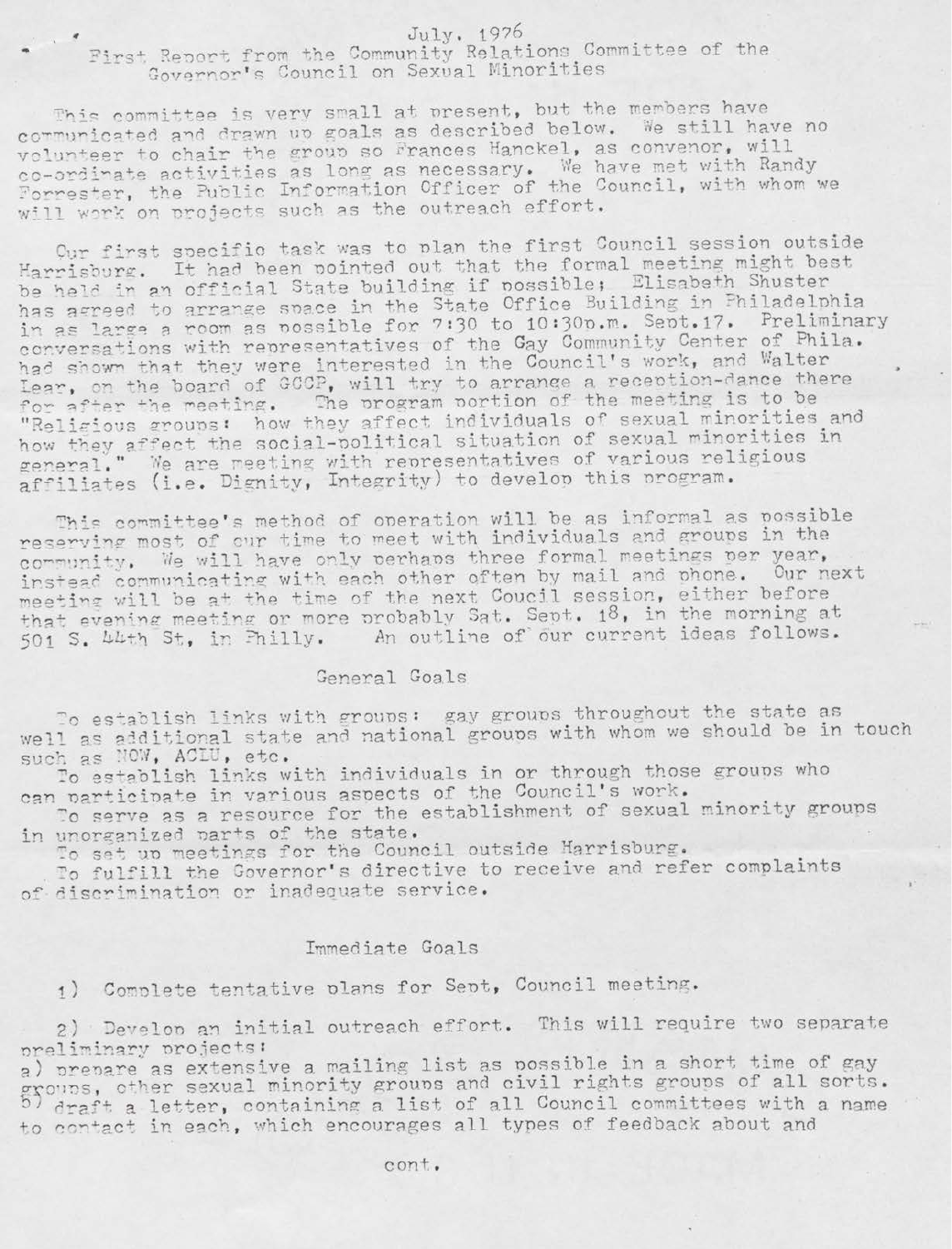July, 1976

First Report from the Community Relations Committee of the Governor's Council on Sexual Minorities

This committee is very small at present, but the members have communicated and drawn up goals as described below. We still have no volunteer to chair the group so Frances Hanckel, as convenor, will co-ordinate activities as long as necessary. We have met with Randy Forrester, the Public Information Officer of the Council, with whom we will work on projects such as the outreach effort.

Our first specific task was to plan the first Council session outside Harrisburg. It had been pointed out that the formal meeting might best be held in an official State building if possible; Elisabeth Shuster has agreed to arrange space in the State Office Building in Philadelphia in as large a room as possible for 7:30 to 10:30p.m. Sept.17. Preliminary conversations with representatives of the Gay Community Center of Phila. had shown that they were interested in the Council's work, and Walter Lear, on the board of GCCP, will try to arrange a reception-dance there for after the meeting. The program portion of the meeting is to be "Religious groups: how they affect individuals of sexual minorities and how they affect the social-political situation of sexual minorities in general." We are meeting with representatives of various religious affiliates (i.e. Dignity, Integrity) to develop this program.

This committee's method of operation will be as informal as possible reserving most of our time to meet with individuals and groups in the community. We will have only perhaps three formal meetings per year, instead communicating with each other often by mail and phone. Our next meeting will be at the time of the next Coucil session, either before that evening meeting or more probably Sat. Sept. 18, in the morning at 501 S. 44th St, in Philly. An outline of our current ideas follows.

## General Goals

To establish links with groups: gay groups throughout the state as well as additional state and national groups with whom we should be in touch such as NOW, ACLU, etc.

To establish links with individuals in or through those groups who can participate in various aspects of the Council's work.

To serve as a resource for the establishment of sexual minority groups in unorganized parts of the state.

To set up meetings for the Council outside Harrisburg.

To fulfill the Governor's directive to receive and refer complaints of discrimination or inadequate service.

## Immediate Goals

1) Complete tentative plans for Sept, Council meeting.

2) Develop an initial outreach effort. This will require two separate preliminary projects:

a) prepare as extensive a mailing list as possible in a short time of gay groups, other sexual minority groups and civil rights groups of all sorts.

b) draft a letter, containing a list of all Council committees with a name to contact in each, which encourages all types of feedback about and

cont.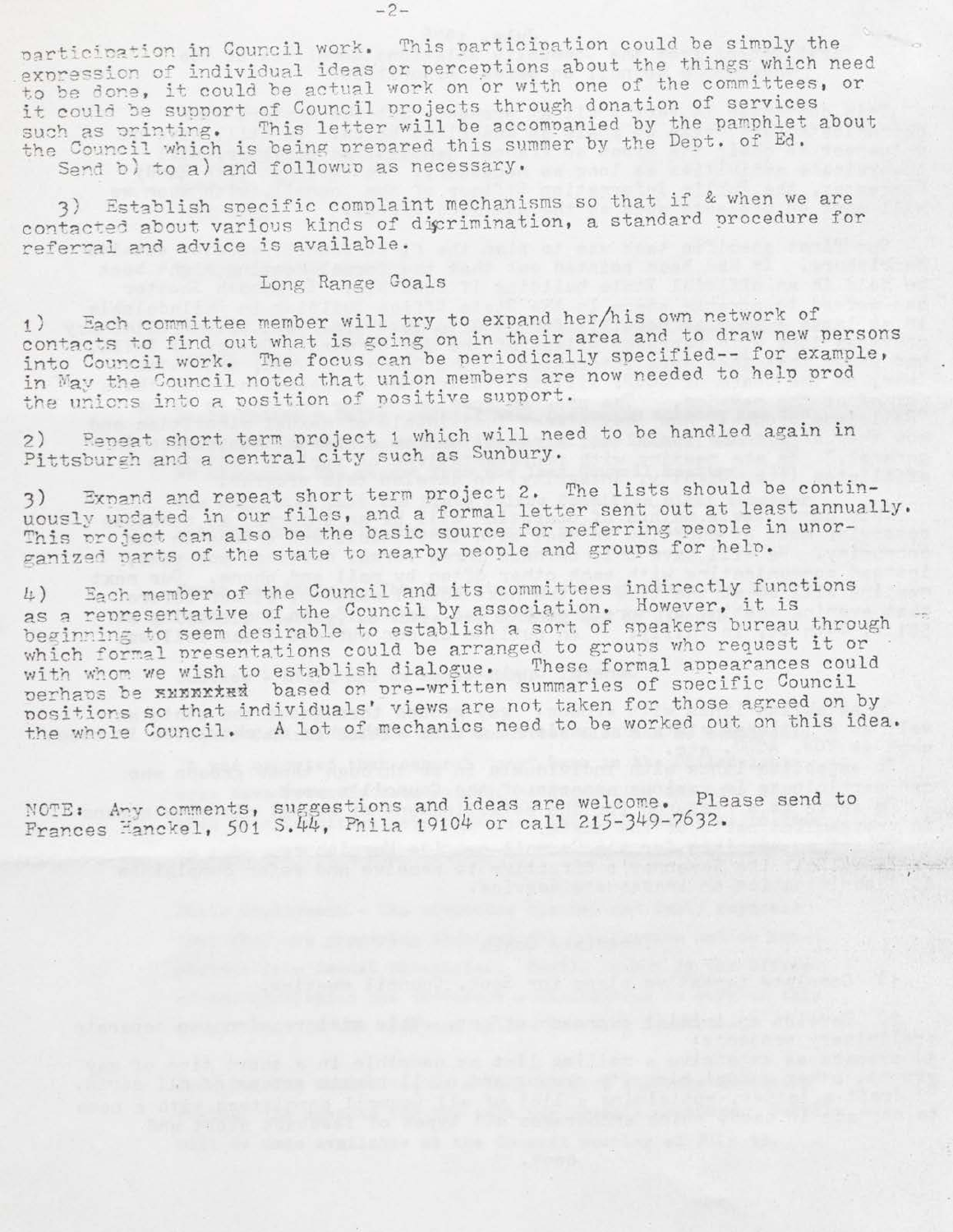participation in Council work. This participation could be simply the expression of individual ideas or perceptions about the things which need to be done, it could be actual work on or with one of the committees, or it could be support of Council projects through donation of services such as printing. This letter will be accompanied by the pamphlet about the Council which is being prepared this summer by the Dept. of Ed.

Send b) to a) and followup as necessary.

3) Establish specific complaint mechanisms so that if & when we are contacted about various kinds of discrimination, a standard procedure for referral and advice is available.

Long Range Goals

1) Each committee member will try to expand her/his own network of contacts to find out what is going on in their area and to draw new persons into Council work. The focus can be periodically specified-- for example, in May the Council noted that union members are now needed to help prod the unions into a position of positive support.

2) Repeat short term project 1 which will need to be handled again in Pittsburgh and a central city such as Sunbury.

3) Expand and repeat short term project 2. The lists should be continuously updated in our files, and a formal letter sent out at least annually. This project can also be the basic source for referring people in unorganized parts of the state to nearby people and groups for help.

4) Each member of the Council and its committees indirectly functions as a representative of the Council by association. However, it is beginning to seem desirable to establish a sort of speakers bureau through which formal presentations could be arranged to groups who request it or with whom we wish to establish dialogue. These formal appearances could perhaps be ~~xxxxxxxx~~ based on pre-written summaries of specific Council positions so that individuals' views are not taken for those agreed on by the whole Council. A lot of mechanics need to be worked out on this idea.

NOTE: Any comments, suggestions and ideas are welcome. Please send to Frances Hanckel, 501 S.44, Phila 19104 or call 215-349-7632.